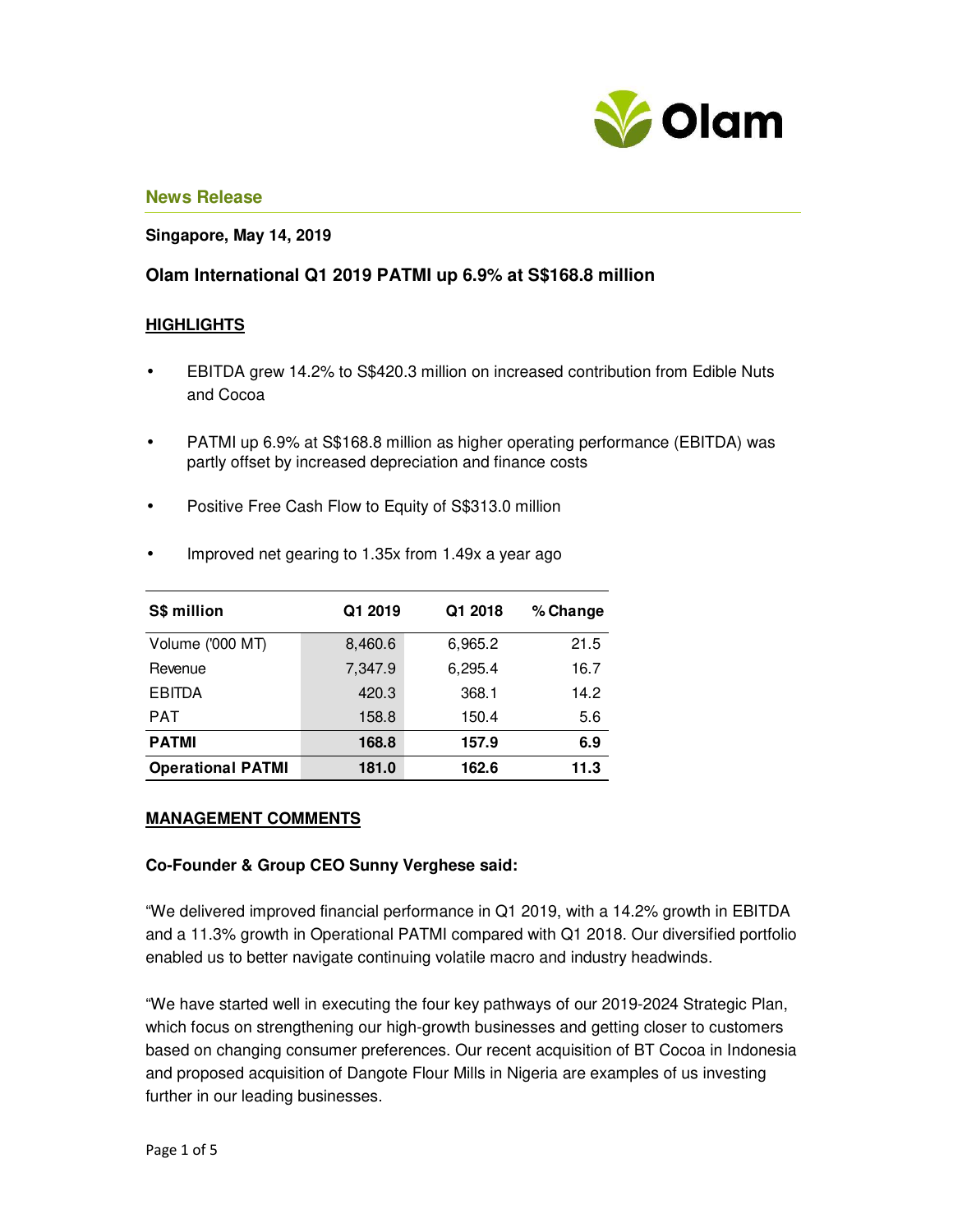## News Release

**Singapore, May 14, 2019**

### Olam International Q1 2019 PATMI up 6.9% at S$168.8 million

**HIGHLIGHTS**

- EBITDA grew 14.2% to S$420.3 million on increased contribution from Edible Nuts and Cocoa
- PATMI up 6.9% at S$168.8 million as higher operating performance (EBITDA) was partly offset by increased depreciation and finance costs
- Positive Free Cash Flow to Equity of S$313.0 million
- Improved net gearing to 1.35x from 1.49x a year ago

| S$ million | Q1 2019 | Q1 2018 | % Change |
|---|---|---|---|
| Volume ('000 MT) | 8,460.6 | 6,965.2 | 21.5 |
| Revenue | 7,347.9 | 6,295.4 | 16.7 |
| EBITDA | 420.3 | 368.1 | 14.2 |
| PAT | 158.8 | 150.4 | 5.6 |
| **PATMI** | **168.8** | **157.9** | **6.9** |
| **Operational PATMI** | **181.0** | **162.6** | **11.3** |

**MANAGEMENT COMMENTS**

**Co-Founder & Group CEO Sunny Verghese said:**

"We delivered improved financial performance in Q1 2019, with a 14.2% growth in EBITDA and a 11.3% growth in Operational PATMI compared with Q1 2018. Our diversified portfolio enabled us to better navigate continuing volatile macro and industry headwinds.

"We have started well in executing the four key pathways of our 2019-2024 Strategic Plan, which focus on strengthening our high-growth businesses and getting closer to customers based on changing consumer preferences. Our recent acquisition of BT Cocoa in Indonesia and proposed acquisition of Dangote Flour Mills in Nigeria are examples of us investing further in our leading businesses.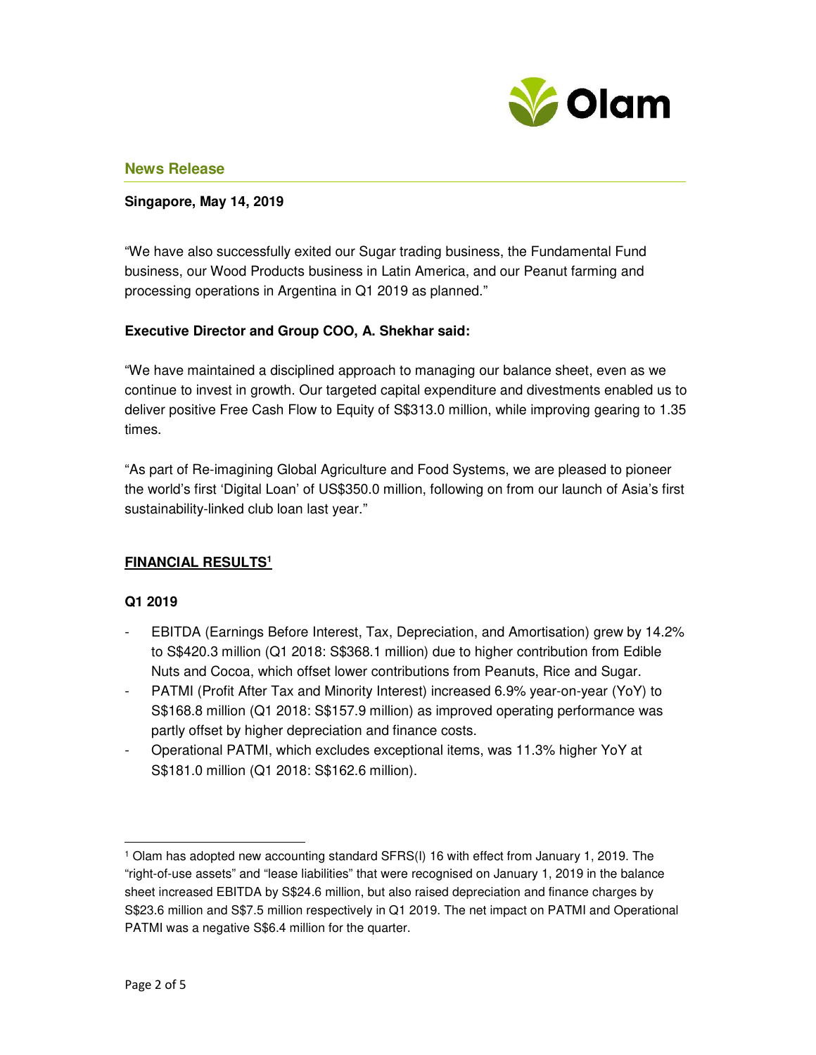## News Release

**Singapore, May 14, 2019**

"We have also successfully exited our Sugar trading business, the Fundamental Fund business, our Wood Products business in Latin America, and our Peanut farming and processing operations in Argentina in Q1 2019 as planned."

**Executive Director and Group COO, A. Shekhar said:**

"We have maintained a disciplined approach to managing our balance sheet, even as we continue to invest in growth. Our targeted capital expenditure and divestments enabled us to deliver positive Free Cash Flow to Equity of S$313.0 million, while improving gearing to 1.35 times.

"As part of Re-imagining Global Agriculture and Food Systems, we are pleased to pioneer the world's first 'Digital Loan' of US$350.0 million, following on from our launch of Asia's first sustainability-linked club loan last year."

### FINANCIAL RESULTS[1]

**Q1 2019**

- EBITDA (Earnings Before Interest, Tax, Depreciation, and Amortisation) grew by 14.2% to S$420.3 million (Q1 2018: S$368.1 million) due to higher contribution from Edible Nuts and Cocoa, which offset lower contributions from Peanuts, Rice and Sugar.
- PATMI (Profit After Tax and Minority Interest) increased 6.9% year-on-year (YoY) to S$168.8 million (Q1 2018: S$157.9 million) as improved operating performance was partly offset by higher depreciation and finance costs.
- Operational PATMI, which excludes exceptional items, was 11.3% higher YoY at S$181.0 million (Q1 2018: S$162.6 million).

[1] Olam has adopted new accounting standard SFRS(I) 16 with effect from January 1, 2019. The "right-of-use assets" and "lease liabilities" that were recognised on January 1, 2019 in the balance sheet increased EBITDA by S$24.6 million, but also raised depreciation and finance charges by S$23.6 million and S$7.5 million respectively in Q1 2019. The net impact on PATMI and Operational PATMI was a negative S$6.4 million for the quarter.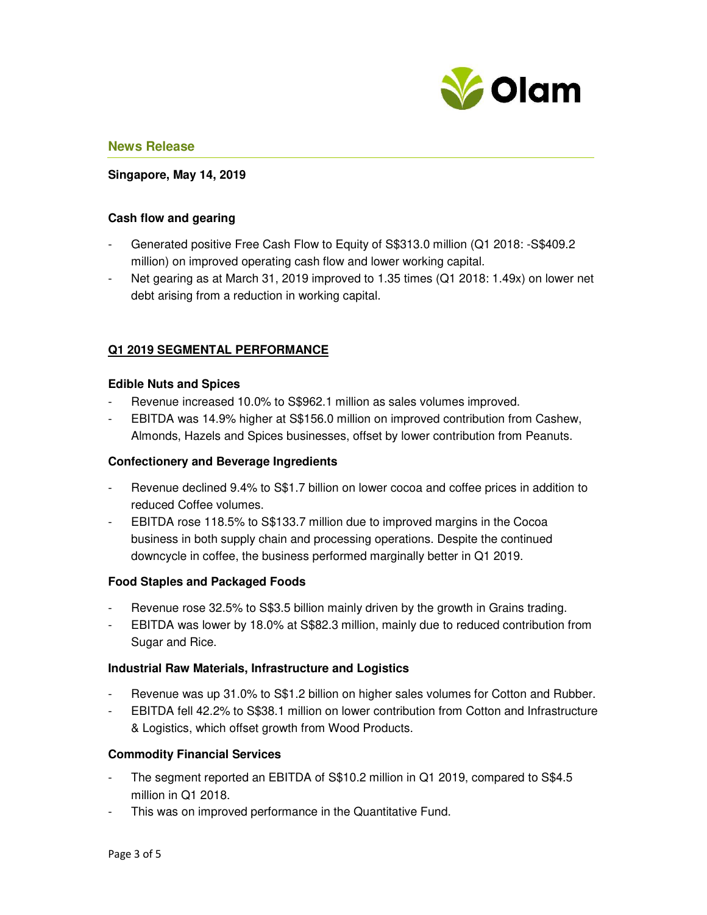## News Release

**Singapore, May 14, 2019**

**Cash flow and gearing**

- Generated positive Free Cash Flow to Equity of S$313.0 million (Q1 2018: -S$409.2 million) on improved operating cash flow and lower working capital.
- Net gearing as at March 31, 2019 improved to 1.35 times (Q1 2018: 1.49x) on lower net debt arising from a reduction in working capital.

**Q1 2019 SEGMENTAL PERFORMANCE**

**Edible Nuts and Spices**

- Revenue increased 10.0% to S$962.1 million as sales volumes improved.
- EBITDA was 14.9% higher at S$156.0 million on improved contribution from Cashew, Almonds, Hazels and Spices businesses, offset by lower contribution from Peanuts.

**Confectionery and Beverage Ingredients**

- Revenue declined 9.4% to S$1.7 billion on lower cocoa and coffee prices in addition to reduced Coffee volumes.
- EBITDA rose 118.5% to S$133.7 million due to improved margins in the Cocoa business in both supply chain and processing operations. Despite the continued downcycle in coffee, the business performed marginally better in Q1 2019.

**Food Staples and Packaged Foods**

- Revenue rose 32.5% to S$3.5 billion mainly driven by the growth in Grains trading.
- EBITDA was lower by 18.0% at S$82.3 million, mainly due to reduced contribution from Sugar and Rice.

**Industrial Raw Materials, Infrastructure and Logistics**

- Revenue was up 31.0% to S$1.2 billion on higher sales volumes for Cotton and Rubber.
- EBITDA fell 42.2% to S$38.1 million on lower contribution from Cotton and Infrastructure & Logistics, which offset growth from Wood Products.

**Commodity Financial Services**

- The segment reported an EBITDA of S$10.2 million in Q1 2019, compared to S$4.5 million in Q1 2018.
- This was on improved performance in the Quantitative Fund.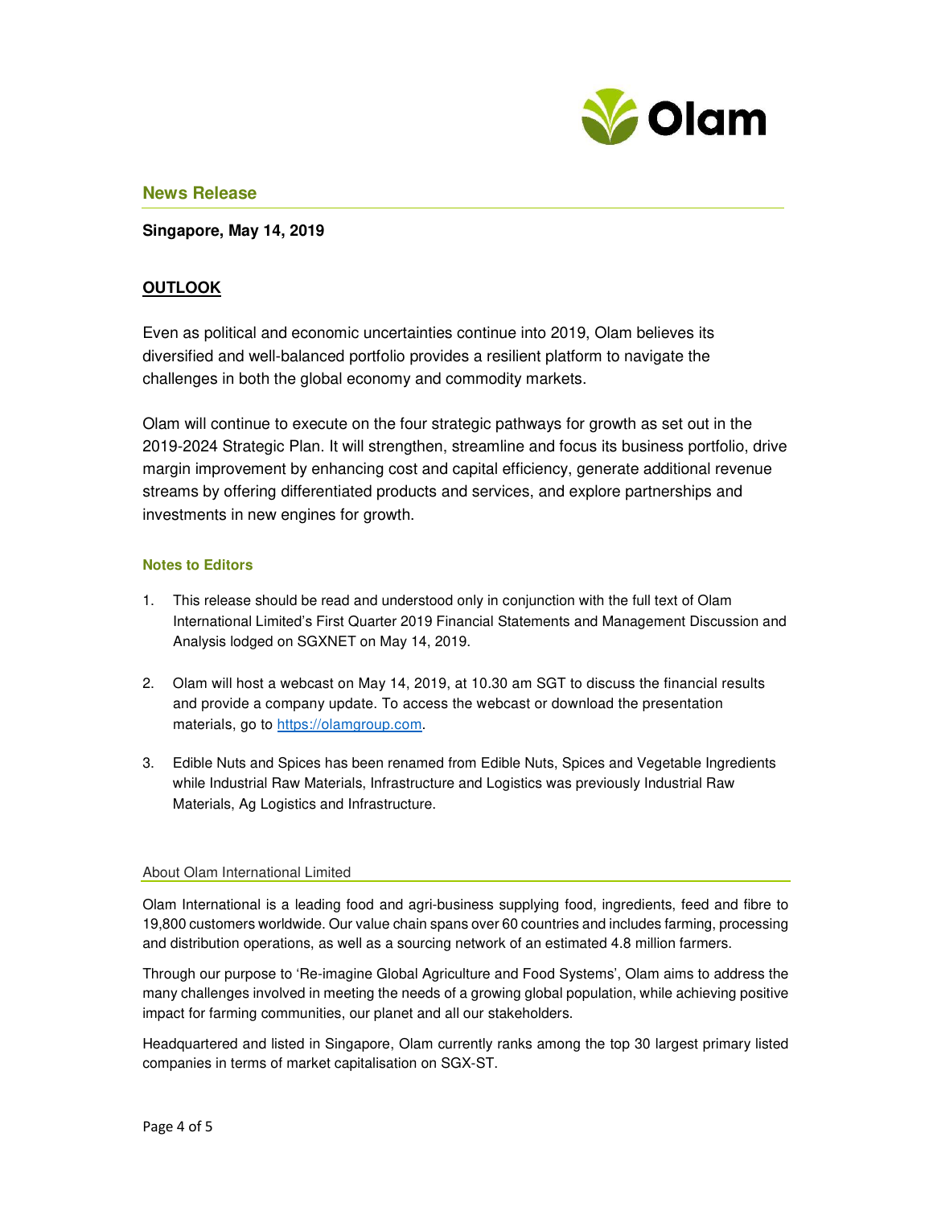## News Release

**Singapore, May 14, 2019**

**OUTLOOK**

Even as political and economic uncertainties continue into 2019, Olam believes its diversified and well-balanced portfolio provides a resilient platform to navigate the challenges in both the global economy and commodity markets.

Olam will continue to execute on the four strategic pathways for growth as set out in the 2019-2024 Strategic Plan. It will strengthen, streamline and focus its business portfolio, drive margin improvement by enhancing cost and capital efficiency, generate additional revenue streams by offering differentiated products and services, and explore partnerships and investments in new engines for growth.

### Notes to Editors

1. This release should be read and understood only in conjunction with the full text of Olam International Limited's First Quarter 2019 Financial Statements and Management Discussion and Analysis lodged on SGXNET on May 14, 2019.

2. Olam will host a webcast on May 14, 2019, at 10.30 am SGT to discuss the financial results and provide a company update. To access the webcast or download the presentation materials, go to https://olamgroup.com.

3. Edible Nuts and Spices has been renamed from Edible Nuts, Spices and Vegetable Ingredients while Industrial Raw Materials, Infrastructure and Logistics was previously Industrial Raw Materials, Ag Logistics and Infrastructure.

### About Olam International Limited

Olam International is a leading food and agri-business supplying food, ingredients, feed and fibre to 19,800 customers worldwide. Our value chain spans over 60 countries and includes farming, processing and distribution operations, as well as a sourcing network of an estimated 4.8 million farmers.

Through our purpose to 'Re-imagine Global Agriculture and Food Systems', Olam aims to address the many challenges involved in meeting the needs of a growing global population, while achieving positive impact for farming communities, our planet and all our stakeholders.

Headquartered and listed in Singapore, Olam currently ranks among the top 30 largest primary listed companies in terms of market capitalisation on SGX-ST.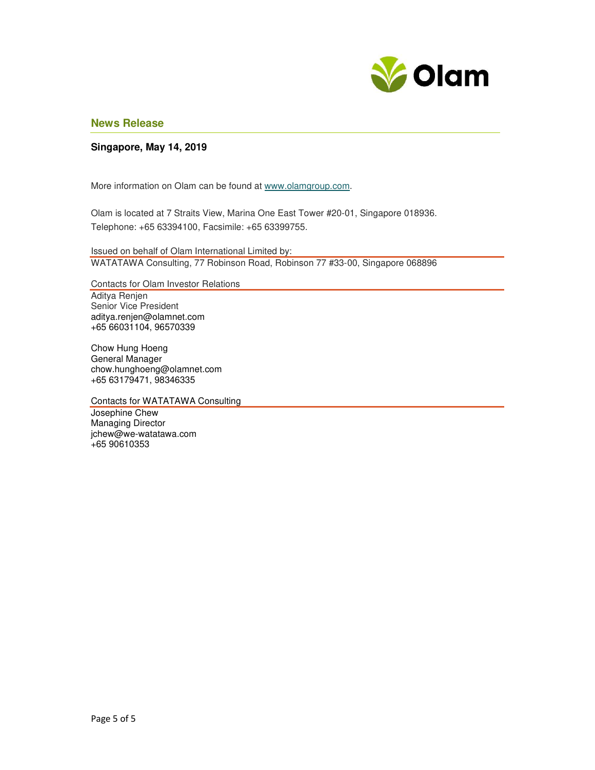## News Release

**Singapore, May 14, 2019**

More information on Olam can be found at www.olamgroup.com.

Olam is located at 7 Straits View, Marina One East Tower #20-01, Singapore 018936.
Telephone: +65 63394100, Facsimile: +65 63399755.

Issued on behalf of Olam International Limited by:
WATATAWA Consulting, 77 Robinson Road, Robinson 77 #33-00, Singapore 068896

Contacts for Olam Investor Relations

Aditya Renjen
Senior Vice President
aditya.renjen@olamnet.com
+65 66031104, 96570339

Chow Hung Hoeng
General Manager
chow.hunghoeng@olamnet.com
+65 63179471, 98346335

Contacts for WATATAWA Consulting

Josephine Chew
Managing Director
jchew@we-watatawa.com
+65 90610353